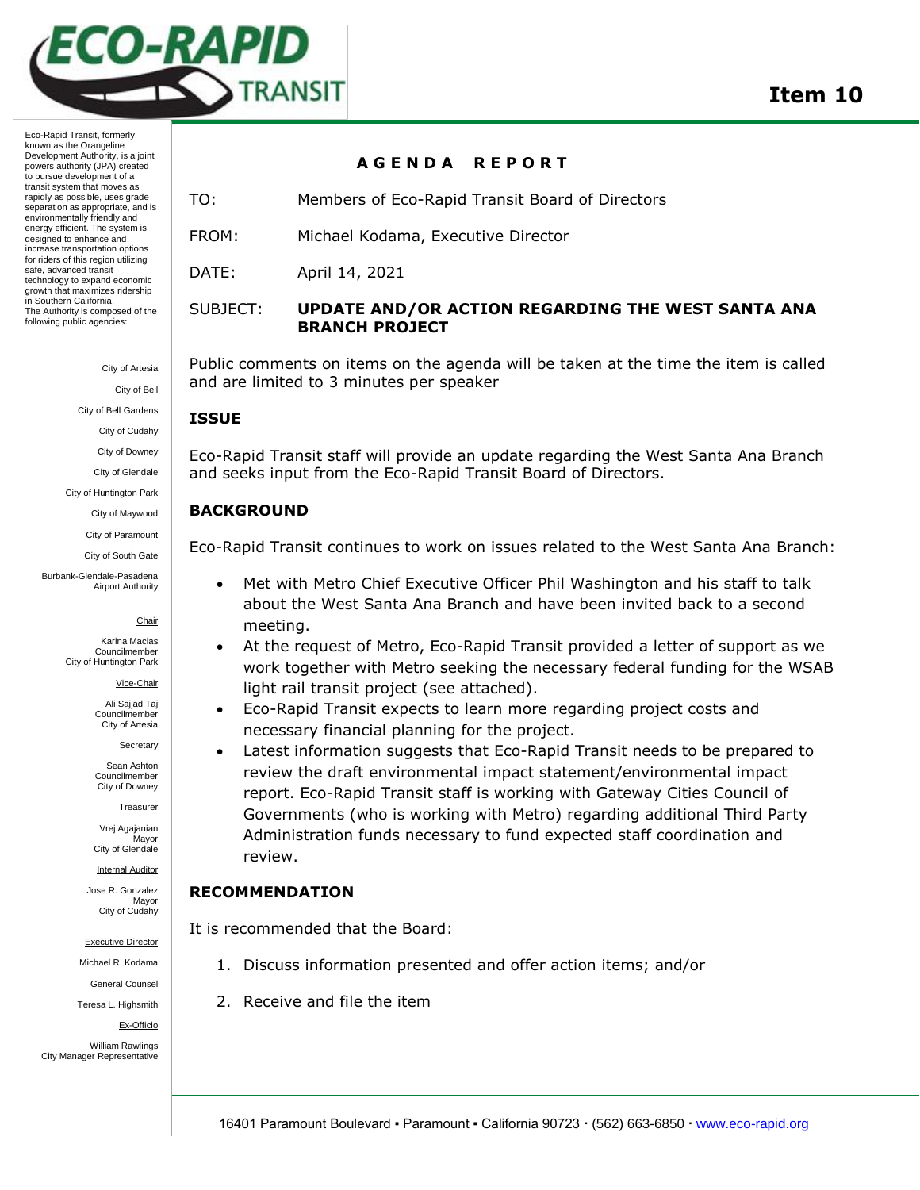# Item 10

Eco-Rapid Transit, formerly known as the Orangeline Development Authority, is a joint powers authority (JPA) created to pursue development of a transit system that moves as rapidly as possible, uses grade separation as appropriate, and is environmentally friendly and energy efficient. The system is designed to enhance and increase transportation options for riders of this region utilizing safe, advanced transit technology to expand economic growth that maximizes ridership in Southern California.

The Authority is composed of the following public agencies:

City of Artesia
City of Bell
City of Bell Gardens
City of Cudahy
City of Downey
City of Glendale
City of Huntington Park
City of Maywood
City of Paramount
City of South Gate
Burbank-Glendale-Pasadena Airport Authority

Chair
Karina Macias
Councilmember
City of Huntington Park

Vice-Chair
Ali Sajjad Taj
Councilmember
City of Artesia

Secretary
Sean Ashton
Councilmember
City of Downey

Treasurer
Vrej Agajanian
Mayor
City of Glendale

Internal Auditor
Jose R. Gonzalez
Mayor
City of Cudahy

Executive Director
Michael R. Kodama

General Counsel
Teresa L. Highsmith

Ex-Officio
William Rawlings
City Manager Representative

## AGENDA REPORT

TO: Members of Eco-Rapid Transit Board of Directors

FROM: Michael Kodama, Executive Director

DATE: April 14, 2021

SUBJECT: **UPDATE AND/OR ACTION REGARDING THE WEST SANTA ANA BRANCH PROJECT**

Public comments on items on the agenda will be taken at the time the item is called and are limited to 3 minutes per speaker

### ISSUE

Eco-Rapid Transit staff will provide an update regarding the West Santa Ana Branch and seeks input from the Eco-Rapid Transit Board of Directors.

### BACKGROUND

Eco-Rapid Transit continues to work on issues related to the West Santa Ana Branch:

- Met with Metro Chief Executive Officer Phil Washington and his staff to talk about the West Santa Ana Branch and have been invited back to a second meeting.
- At the request of Metro, Eco-Rapid Transit provided a letter of support as we work together with Metro seeking the necessary federal funding for the WSAB light rail transit project (see attached).
- Eco-Rapid Transit expects to learn more regarding project costs and necessary financial planning for the project.
- Latest information suggests that Eco-Rapid Transit needs to be prepared to review the draft environmental impact statement/environmental impact report. Eco-Rapid Transit staff is working with Gateway Cities Council of Governments (who is working with Metro) regarding additional Third Party Administration funds necessary to fund expected staff coordination and review.

### RECOMMENDATION

It is recommended that the Board:

1. Discuss information presented and offer action items; and/or
2. Receive and file the item

16401 Paramount Boulevard ▪ Paramount ▪ California 90723 · (562) 663-6850 · www.eco-rapid.org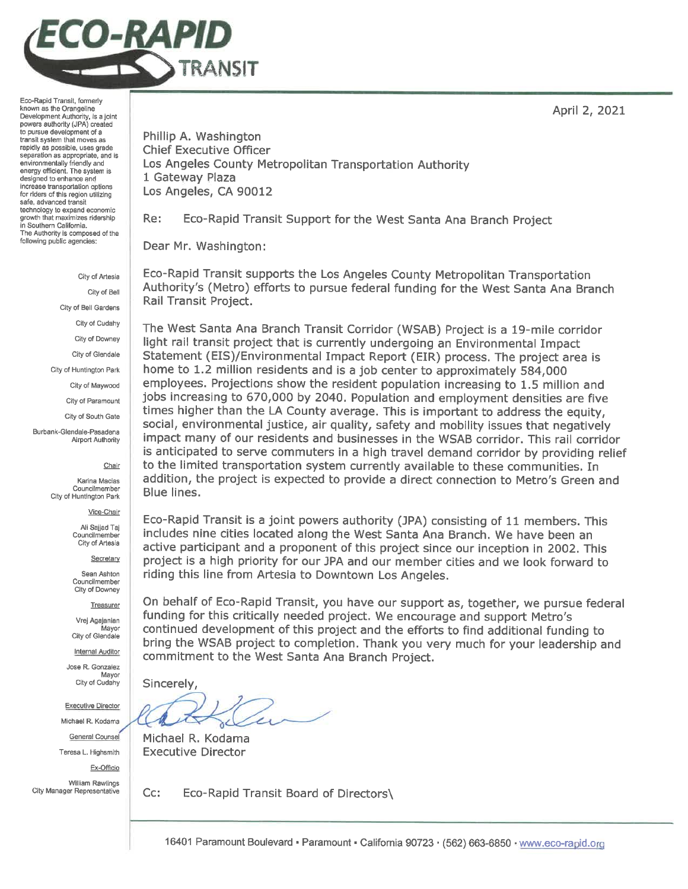# ECO-RAPID TRANSIT

Eco-Rapid Transit, formerly known as the Orangeline Development Authority, is a joint powers authority (JPA) created to pursue development of a transit system that moves as rapidly as possible, uses grade separation as appropriate, and is environmentally friendly and energy efficient. The system is designed to enhance and increase transportation options for riders of this region utilizing safe, advanced transit technology to expand economic growth that maximizes ridership in Southern California. The Authority is composed of the following public agencies:

City of Artesia
City of Bell
City of Bell Gardens
City of Cudahy
City of Downey
City of Glendale
City of Huntington Park
City of Maywood
City of Paramount
City of South Gate
Burbank-Glendale-Pasadena Airport Authority

Chair
Karina Macias
Councilmember
City of Huntington Park

Vice-Chair
Ali Sajjad Taj
Councilmember
City of Artesia

Secretary
Sean Ashton
Councilmember
City of Downey

Treasurer
Vrej Agajanian
Mayor
City of Glendale

Internal Auditor
Jose R. Gonzalez
Mayor
City of Cudahy

Executive Director
Michael R. Kodama

General Counsel
Teresa L. Highsmith

Ex-Officio
William Rawlings
City Manager Representative

April 2, 2021

Phillip A. Washington
Chief Executive Officer
Los Angeles County Metropolitan Transportation Authority
1 Gateway Plaza
Los Angeles, CA 90012

Re: Eco-Rapid Transit Support for the West Santa Ana Branch Project

Dear Mr. Washington:

Eco-Rapid Transit supports the Los Angeles County Metropolitan Transportation Authority's (Metro) efforts to pursue federal funding for the West Santa Ana Branch Rail Transit Project.

The West Santa Ana Branch Transit Corridor (WSAB) Project is a 19-mile corridor light rail transit project that is currently undergoing an Environmental Impact Statement (EIS)/Environmental Impact Report (EIR) process. The project area is home to 1.2 million residents and is a job center to approximately 584,000 employees. Projections show the resident population increasing to 1.5 million and jobs increasing to 670,000 by 2040. Population and employment densities are five times higher than the LA County average. This is important to address the equity, social, environmental justice, air quality, safety and mobility issues that negatively impact many of our residents and businesses in the WSAB corridor. This rail corridor is anticipated to serve commuters in a high travel demand corridor by providing relief to the limited transportation system currently available to these communities. In addition, the project is expected to provide a direct connection to Metro's Green and Blue lines.

Eco-Rapid Transit is a joint powers authority (JPA) consisting of 11 members. This includes nine cities located along the West Santa Ana Branch. We have been an active participant and a proponent of this project since our inception in 2002. This project is a high priority for our JPA and our member cities and we look forward to riding this line from Artesia to Downtown Los Angeles.

On behalf of Eco-Rapid Transit, you have our support as, together, we pursue federal funding for this critically needed project. We encourage and support Metro's continued development of this project and the efforts to find additional funding to bring the WSAB project to completion. Thank you very much for your leadership and commitment to the West Santa Ana Branch Project.

Sincerely,

Michael R. Kodama
Executive Director

Cc: Eco-Rapid Transit Board of Directors\

16401 Paramount Boulevard • Paramount • California 90723 • (562) 663-6850 • www.eco-rapid.org